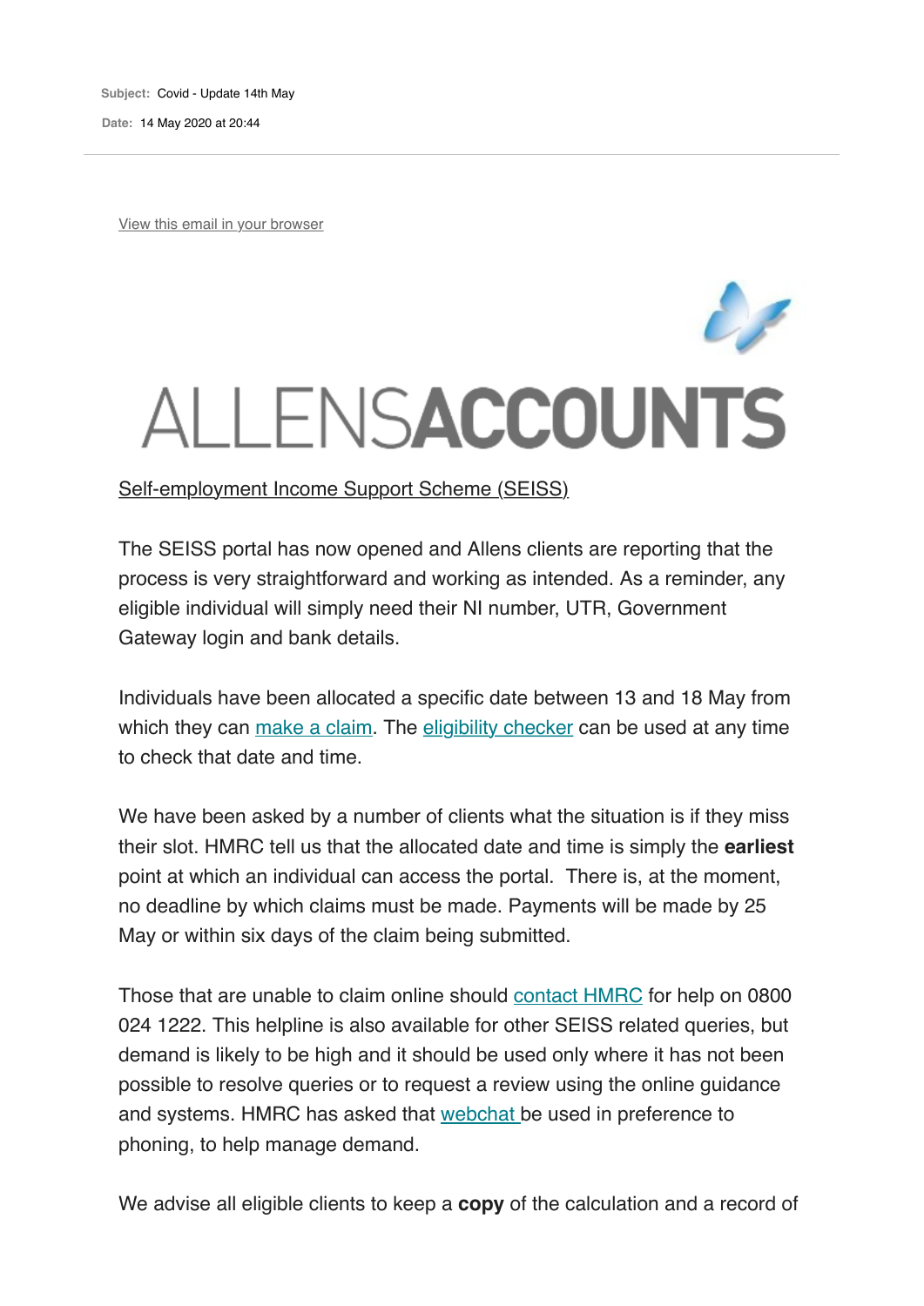**Subject:** Covid - Update 14th May

**Date:** 14 May 2020 at 20:44

View this email in your browser

# ALLENSACCOUNTS

Self-employment Income Support Scheme (SEISS)

The SEISS portal has now opened and Allens clients are reporting that the process is very straightforward and working as intended. As a reminder, any eligible individual will simply need their NI number, UTR, Government Gateway login and bank details.

Individuals have been allocated a specific date between 13 and 18 May from which they can make a claim. The eligibility checker can be used at any time to check that date and time.

We have been asked by a number of clients what the situation is if they miss their slot. HMRC tell us that the allocated date and time is simply the **earliest** point at which an individual can access the portal. There is, at the moment, no deadline by which claims must be made. Payments will be made by 25 May or within six days of the claim being submitted.

Those that are unable to claim online should contact HMRC for help on 0800 024 1222. This helpline is also available for other SEISS related queries, but demand is likely to be high and it should be used only where it has not been possible to resolve queries or to request a review using the online guidance and systems. HMRC has asked that webchat be used in preference to phoning, to help manage demand.

We advise all eligible clients to keep a **copy** of the calculation and a record of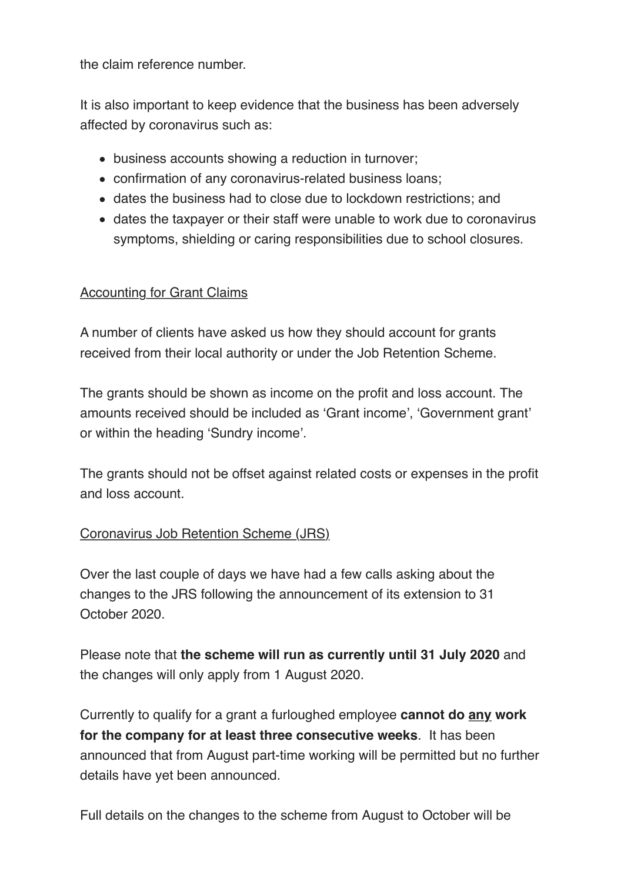the claim reference number.

It is also important to keep evidence that the business has been adversely affected by coronavirus such as:

- business accounts showing a reduction in turnover;
- confirmation of any coronavirus-related business loans;
- dates the business had to close due to lockdown restrictions; and
- dates the taxpayer or their staff were unable to work due to coronavirus symptoms, shielding or caring responsibilities due to school closures.

<u>Accounting for Grant Claims</u>

A number of clients have asked us how they should account for grants received from their local authority or under the Job Retention Scheme.

The grants should be shown as income on the profit and loss account. The amounts received should be included as 'Grant income', 'Government grant' or within the heading 'Sundry income'.

The grants should not be offset against related costs or expenses in the profit and loss account.

<u>Coronavirus Job Retention Scheme (JRS)</u>

Over the last couple of days we have had a few calls asking about the changes to the JRS following the announcement of its extension to 31 October 2020.

Please note that **the scheme will run as currently until 31 July 2020** and the changes will only apply from 1 August 2020.

Currently to qualify for a grant a furloughed employee **cannot do <u>any</u> work for the company for at least three consecutive weeks**. It has been announced that from August part-time working will be permitted but no further details have yet been announced.

Full details on the changes to the scheme from August to October will be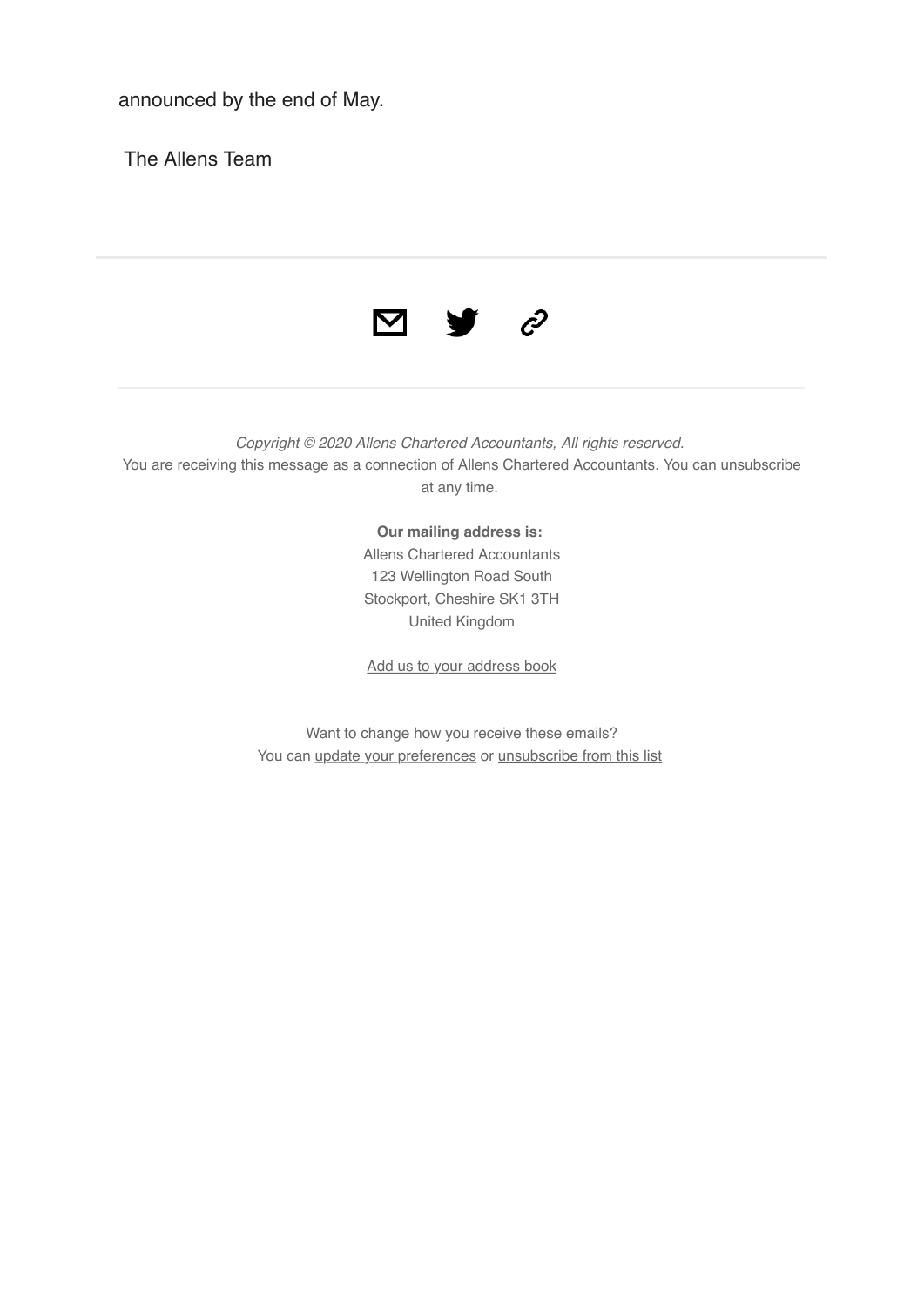announced by the end of May.

The Allens Team

---

*Copyright © 2020 Allens Chartered Accountants, All rights reserved.*
You are receiving this message as a connection of Allens Chartered Accountants. You can unsubscribe at any time.

**Our mailing address is:**
Allens Chartered Accountants
123 Wellington Road South
Stockport, Cheshire SK1 3TH
United Kingdom

Add us to your address book

Want to change how you receive these emails?
You can update your preferences or unsubscribe from this list